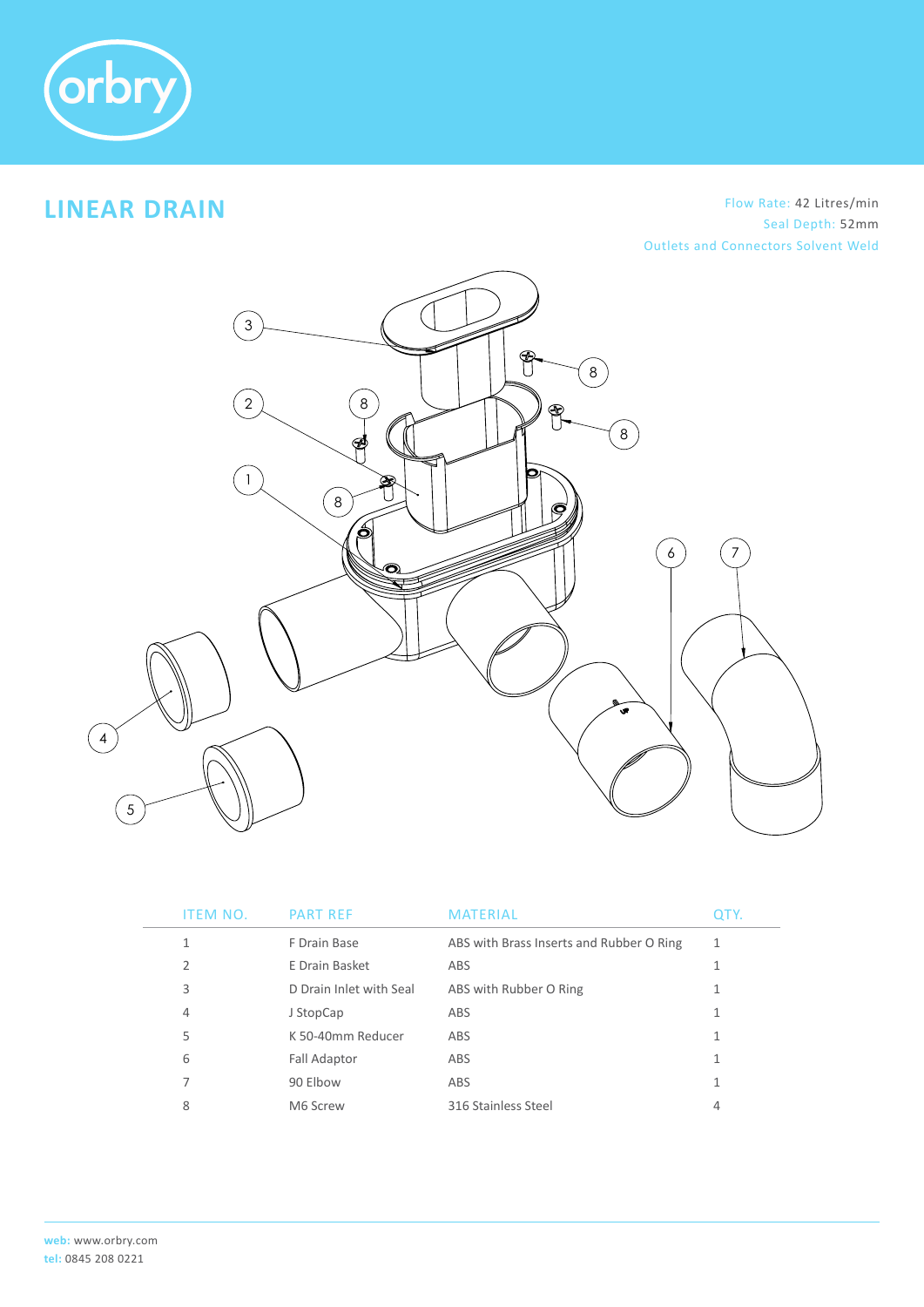# LINEAR DRAIN

Flow Rate: 42 Litres/min
Seal Depth: 52mm
Outlets and Connectors Solvent Weld

| ITEM NO. | PART REF | MATERIAL | QTY. |
|---|---|---|---|
| 1 | F Drain Base | ABS with Brass Inserts and Rubber O Ring | 1 |
| 2 | E Drain Basket | ABS | 1 |
| 3 | D Drain Inlet with Seal | ABS with Rubber O Ring | 1 |
| 4 | J StopCap | ABS | 1 |
| 5 | K 50-40mm Reducer | ABS | 1 |
| 6 | Fall Adaptor | ABS | 1 |
| 7 | 90 Elbow | ABS | 1 |
| 8 | M6 Screw | 316 Stainless Steel | 4 |

**web:** www.orbry.com
**tel:** 0845 208 0221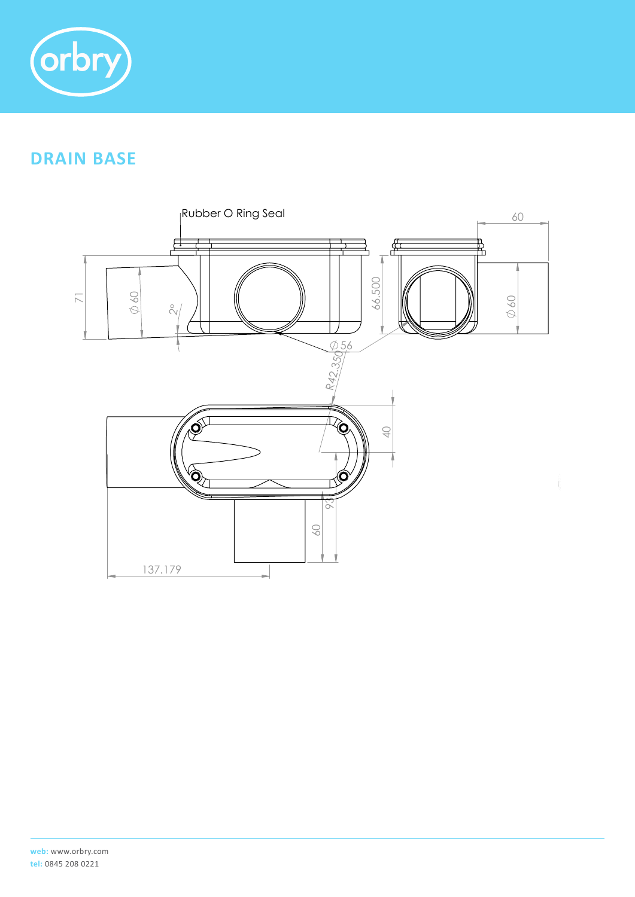# DRAIN BASE

Rubber O Ring Seal

60

71

$\varnothing$ 60

2°

66.500

$\varnothing$ 60

$\varnothing$ 56

R42.350

40

93

60

137.179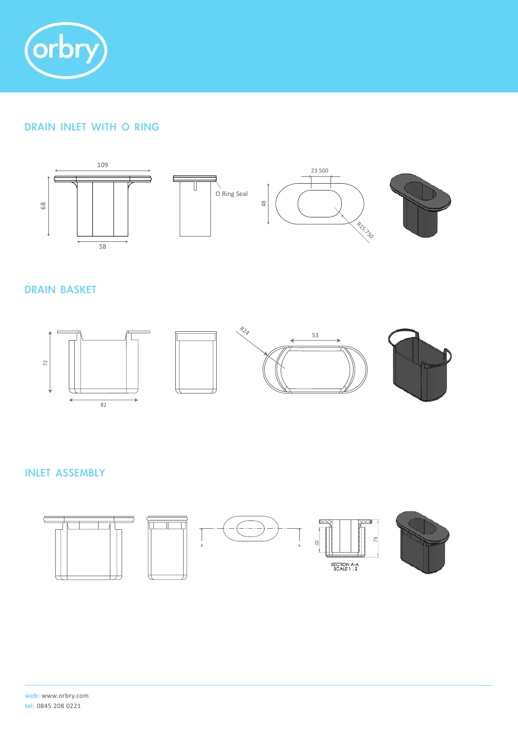## DRAIN INLET WITH O RING

109

68

58

O Ring Seal

23.500

48

R15.750

## DRAIN BASKET

72

82

R24

53

## INLET ASSEMBLY

A

A

52

73

SECTION A-A
SCALE 1 : 2

**web:** www.orbry.com
**tel:** 0845 208 0221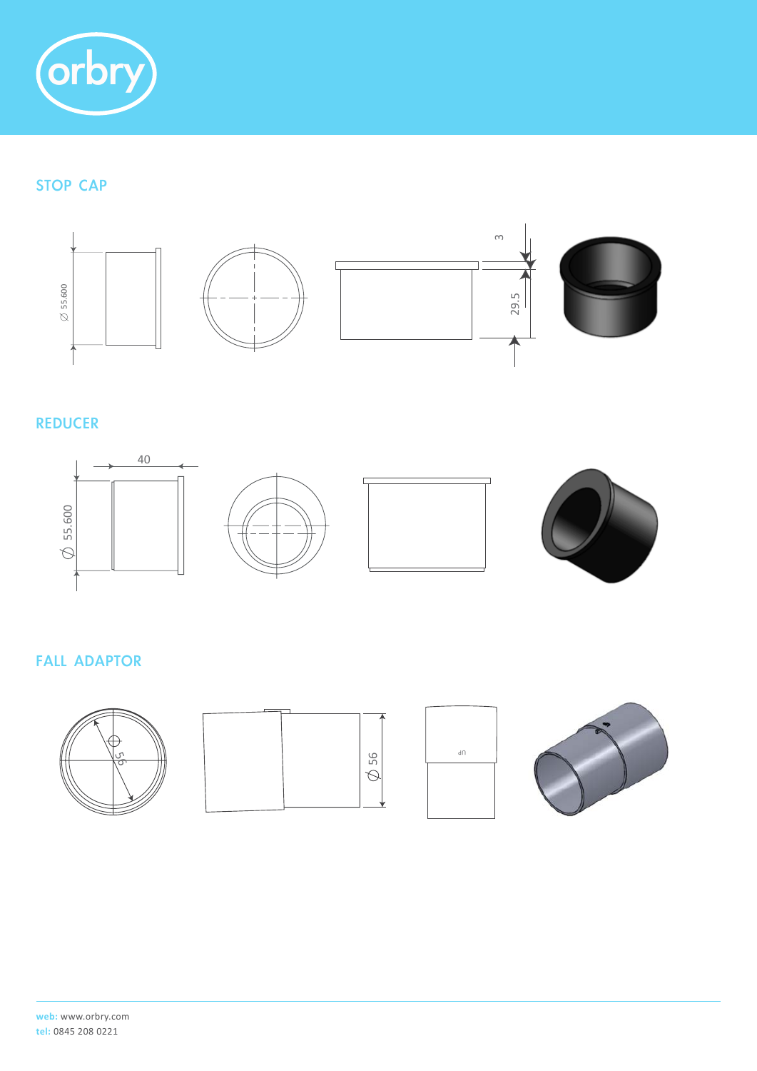## STOP CAP

Ø 55.600

3

29.5

## REDUCER

40

Ø 55.600

## FALL ADAPTOR

56

Ø 56

UP

**web:** www.orbry.com
**tel:** 0845 208 0221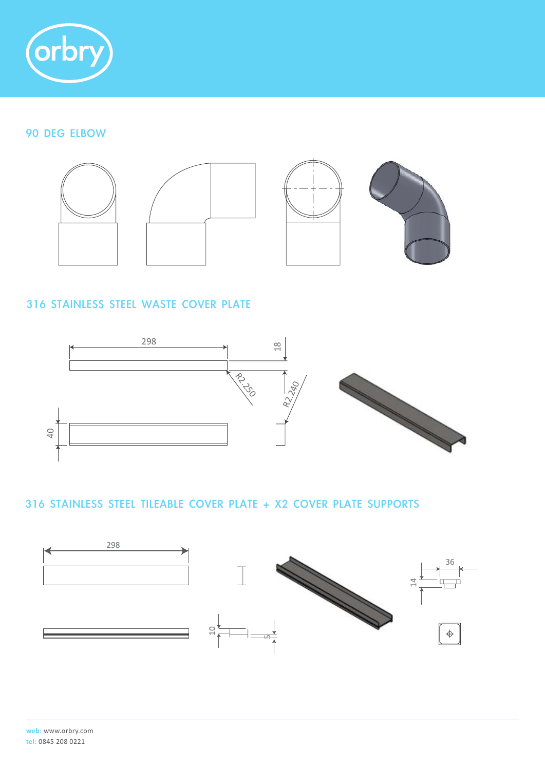## 90 DEG ELBOW

## 316 STAINLESS STEEL WASTE COVER PLATE

298

18

R2.250

R2.240

40

## 316 STAINLESS STEEL TILEABLE COVER PLATE + X2 COVER PLATE SUPPORTS

298

36

14

10

5

**web:** www.orbry.com
**tel:** 0845 208 0221